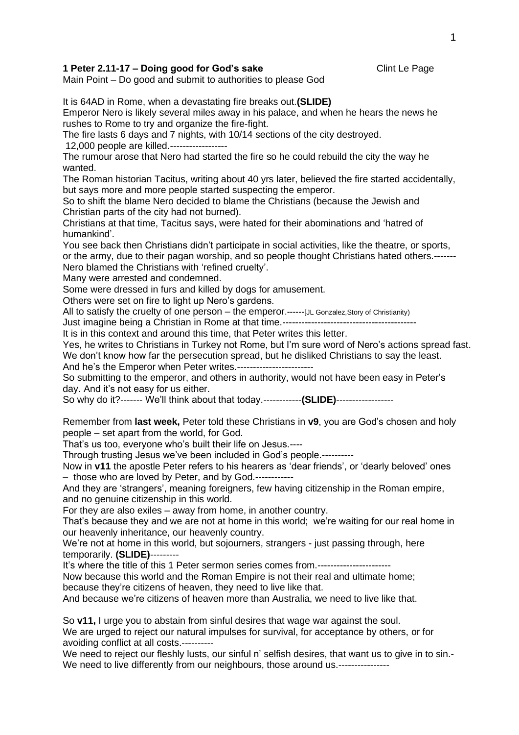**1 Peter 2.11-17 – Doing good for God's sake** Clint Le Page

Main Point – Do good and submit to authorities to please God

It is 64AD in Rome, when a devastating fire breaks out.**(SLIDE)**
Emperor Nero is likely several miles away in his palace, and when he hears the news he rushes to Rome to try and organize the fire-fight.
The fire lasts 6 days and 7 nights, with 10/14 sections of the city destroyed.
12,000 people are killed.------------------
The rumour arose that Nero had started the fire so he could rebuild the city the way he wanted.
The Roman historian Tacitus, writing about 40 yrs later, believed the fire started accidentally, but says more and more people started suspecting the emperor.
So to shift the blame Nero decided to blame the Christians (because the Jewish and Christian parts of the city had not burned).
Christians at that time, Tacitus says, were hated for their abominations and 'hatred of humankind'.
You see back then Christians didn't participate in social activities, like the theatre, or sports, or the army, due to their pagan worship, and so people thought Christians hated others.-------
Nero blamed the Christians with 'refined cruelty'.
Many were arrested and condemned.
Some were dressed in furs and killed by dogs for amusement.
Others were set on fire to light up Nero's gardens.
All to satisfy the cruelty of one person – the emperor.------[JL Gonzalez,Story of Christianity)
Just imagine being a Christian in Rome at that time.------------------------------------------
It is in this context and around this time, that Peter writes this letter.
Yes, he writes to Christians in Turkey not Rome, but I'm sure word of Nero's actions spread fast.
We don't know how far the persecution spread, but he disliked Christians to say the least.
And he's the Emperor when Peter writes.------------------------
So submitting to the emperor, and others in authority, would not have been easy in Peter's day. And it's not easy for us either.
So why do it?------- We'll think about that today.------------**(SLIDE)**------------------

Remember from **last week,** Peter told these Christians in **v9**, you are God's chosen and holy people – set apart from the world, for God.
That's us too, everyone who's built their life on Jesus.----
Through trusting Jesus we've been included in God's people.----------
Now in **v11** the apostle Peter refers to his hearers as 'dear friends', or 'dearly beloved' ones – those who are loved by Peter, and by God.------------
And they are 'strangers', meaning foreigners, few having citizenship in the Roman empire, and no genuine citizenship in this world.
For they are also exiles – away from home, in another country.
That's because they and we are not at home in this world; we're waiting for our real home in our heavenly inheritance, our heavenly country.
We're not at home in this world, but sojourners, strangers - just passing through, here temporarily. **(SLIDE)**---------
It's where the title of this 1 Peter sermon series comes from.-----------------------
Now because this world and the Roman Empire is not their real and ultimate home; because they're citizens of heaven, they need to live like that.
And because we're citizens of heaven more than Australia, we need to live like that.

So **v11,** I urge you to abstain from sinful desires that wage war against the soul.
We are urged to reject our natural impulses for survival, for acceptance by others, or for avoiding conflict at all costs.----------
We need to reject our fleshly lusts, our sinful n' selfish desires, that want us to give in to sin.-
We need to live differently from our neighbours, those around us.----------------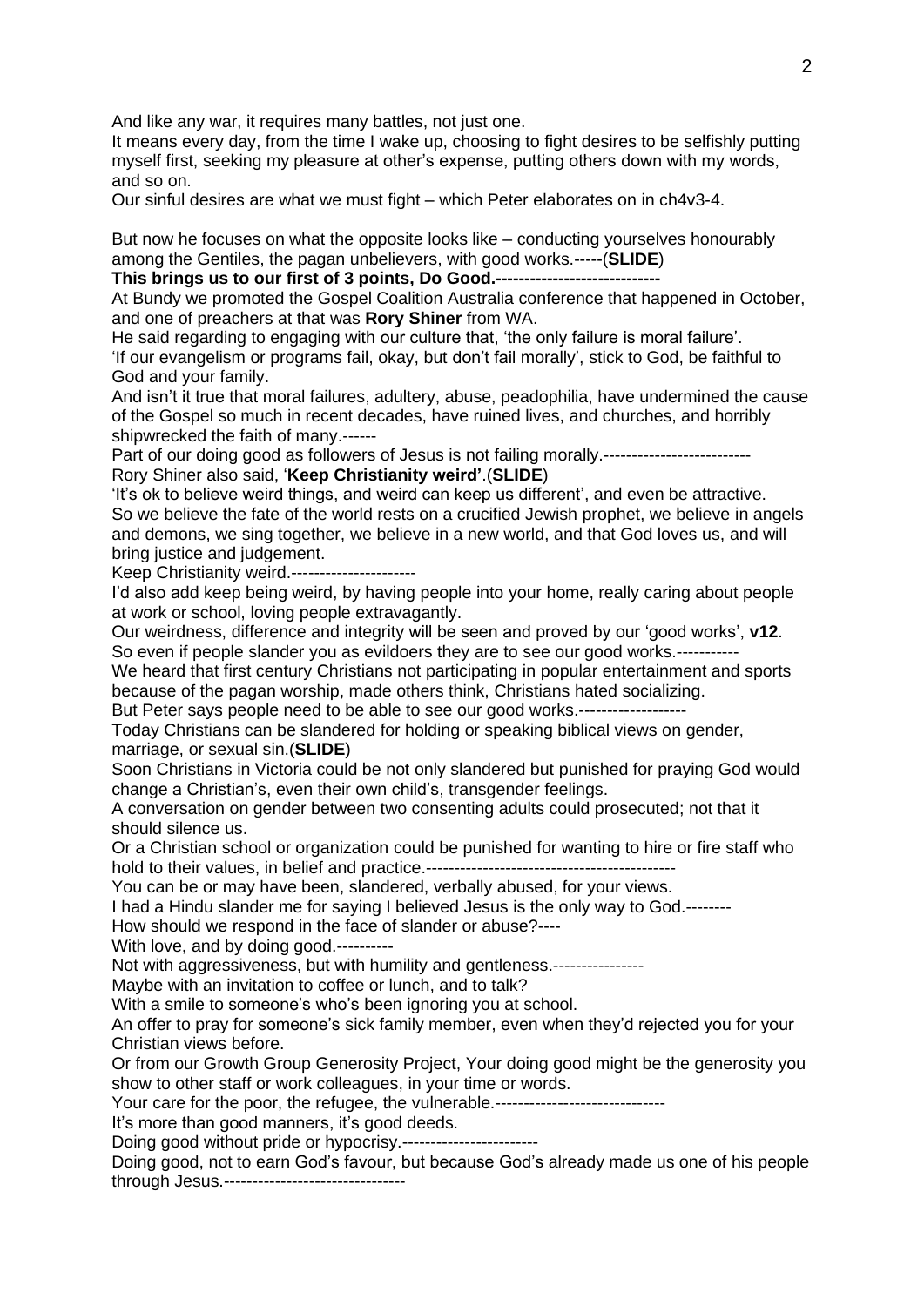And like any war, it requires many battles, not just one.

It means every day, from the time I wake up, choosing to fight desires to be selfishly putting myself first, seeking my pleasure at other's expense, putting others down with my words, and so on.

Our sinful desires are what we must fight – which Peter elaborates on in ch4v3-4.

But now he focuses on what the opposite looks like – conducting yourselves honourably among the Gentiles, the pagan unbelievers, with good works.-----(**SLIDE**)

**This brings us to our first of 3 points, Do Good.-----------------------------**

At Bundy we promoted the Gospel Coalition Australia conference that happened in October, and one of preachers at that was **Rory Shiner** from WA.

He said regarding to engaging with our culture that, 'the only failure is moral failure'.

'If our evangelism or programs fail, okay, but don't fail morally', stick to God, be faithful to God and your family.

And isn't it true that moral failures, adultery, abuse, peadophilia, have undermined the cause of the Gospel so much in recent decades, have ruined lives, and churches, and horribly shipwrecked the faith of many.------

Part of our doing good as followers of Jesus is not failing morally.--------------------------

Rory Shiner also said, '**Keep Christianity weird'**.(**SLIDE**)

'It's ok to believe weird things, and weird can keep us different', and even be attractive.

So we believe the fate of the world rests on a crucified Jewish prophet, we believe in angels and demons, we sing together, we believe in a new world, and that God loves us, and will bring justice and judgement.

Keep Christianity weird.----------------------

I'd also add keep being weird, by having people into your home, really caring about people at work or school, loving people extravagantly.

Our weirdness, difference and integrity will be seen and proved by our 'good works', **v12**.

So even if people slander you as evildoers they are to see our good works.-----------

We heard that first century Christians not participating in popular entertainment and sports because of the pagan worship, made others think, Christians hated socializing.

But Peter says people need to be able to see our good works.-------------------

Today Christians can be slandered for holding or speaking biblical views on gender, marriage, or sexual sin.(**SLIDE**)

Soon Christians in Victoria could be not only slandered but punished for praying God would change a Christian's, even their own child's, transgender feelings.

A conversation on gender between two consenting adults could prosecuted; not that it should silence us.

Or a Christian school or organization could be punished for wanting to hire or fire staff who hold to their values, in belief and practice.-------------------------------------------

You can be or may have been, slandered, verbally abused, for your views.

I had a Hindu slander me for saying I believed Jesus is the only way to God.--------

How should we respond in the face of slander or abuse?----

With love, and by doing good.----------

Not with aggressiveness, but with humility and gentleness.----------------

Maybe with an invitation to coffee or lunch, and to talk?

With a smile to someone's who's been ignoring you at school.

An offer to pray for someone's sick family member, even when they'd rejected you for your Christian views before.

Or from our Growth Group Generosity Project, Your doing good might be the generosity you show to other staff or work colleagues, in your time or words.

Your care for the poor, the refugee, the vulnerable.------------------------------

It's more than good manners, it's good deeds.

Doing good without pride or hypocrisy.------------------------

Doing good, not to earn God's favour, but because God's already made us one of his people through Jesus.--------------------------------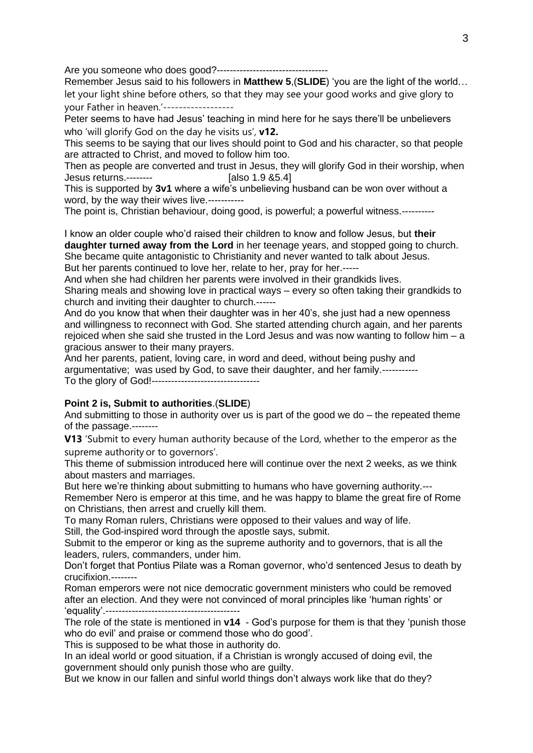Are you someone who does good?----------------------------------

Remember Jesus said to his followers in **Matthew 5**,(**SLIDE**) 'you are the light of the world… let your light shine before others, so that they may see your good works and give glory to your Father in heaven.'------------------

Peter seems to have had Jesus' teaching in mind here for he says there'll be unbelievers who 'will glorify God on the day he visits us', **v12.**

This seems to be saying that our lives should point to God and his character, so that people are attracted to Christ, and moved to follow him too.

Then as people are converted and trust in Jesus, they will glorify God in their worship, when Jesus returns.-------- [also 1.9 &5.4]

This is supported by **3v1** where a wife's unbelieving husband can be won over without a word, by the way their wives live.-----------

The point is, Christian behaviour, doing good, is powerful; a powerful witness.----------

I know an older couple who'd raised their children to know and follow Jesus, but **their daughter turned away from the Lord** in her teenage years, and stopped going to church.

She became quite antagonistic to Christianity and never wanted to talk about Jesus.

But her parents continued to love her, relate to her, pray for her.-----

And when she had children her parents were involved in their grandkids lives.

Sharing meals and showing love in practical ways – every so often taking their grandkids to church and inviting their daughter to church.------

And do you know that when their daughter was in her 40's, she just had a new openness and willingness to reconnect with God. She started attending church again, and her parents rejoiced when she said she trusted in the Lord Jesus and was now wanting to follow him – a gracious answer to their many prayers.

And her parents, patient, loving care, in word and deed, without being pushy and argumentative; was used by God, to save their daughter, and her family.-----------

To the glory of God!--------------------------------

**Point 2 is, Submit to authorities**.(**SLIDE**)

And submitting to those in authority over us is part of the good we do – the repeated theme of the passage.--------

**V13** 'Submit to every human authority because of the Lord, whether to the emperor as the supreme authority or to governors'.

This theme of submission introduced here will continue over the next 2 weeks, as we think about masters and marriages.

But here we're thinking about submitting to humans who have governing authority.---

Remember Nero is emperor at this time, and he was happy to blame the great fire of Rome on Christians, then arrest and cruelly kill them.

To many Roman rulers, Christians were opposed to their values and way of life.

Still, the God-inspired word through the apostle says, submit.

Submit to the emperor or king as the supreme authority and to governors, that is all the leaders, rulers, commanders, under him.

Don't forget that Pontius Pilate was a Roman governor, who'd sentenced Jesus to death by crucifixion.--------

Roman emperors were not nice democratic government ministers who could be removed after an election. And they were not convinced of moral principles like 'human rights' or 'equality'.-----------------------------------------

The role of the state is mentioned in **v14** - God's purpose for them is that they 'punish those who do evil' and praise or commend those who do good'.

This is supposed to be what those in authority do.

In an ideal world or good situation, if a Christian is wrongly accused of doing evil, the government should only punish those who are guilty.

But we know in our fallen and sinful world things don't always work like that do they?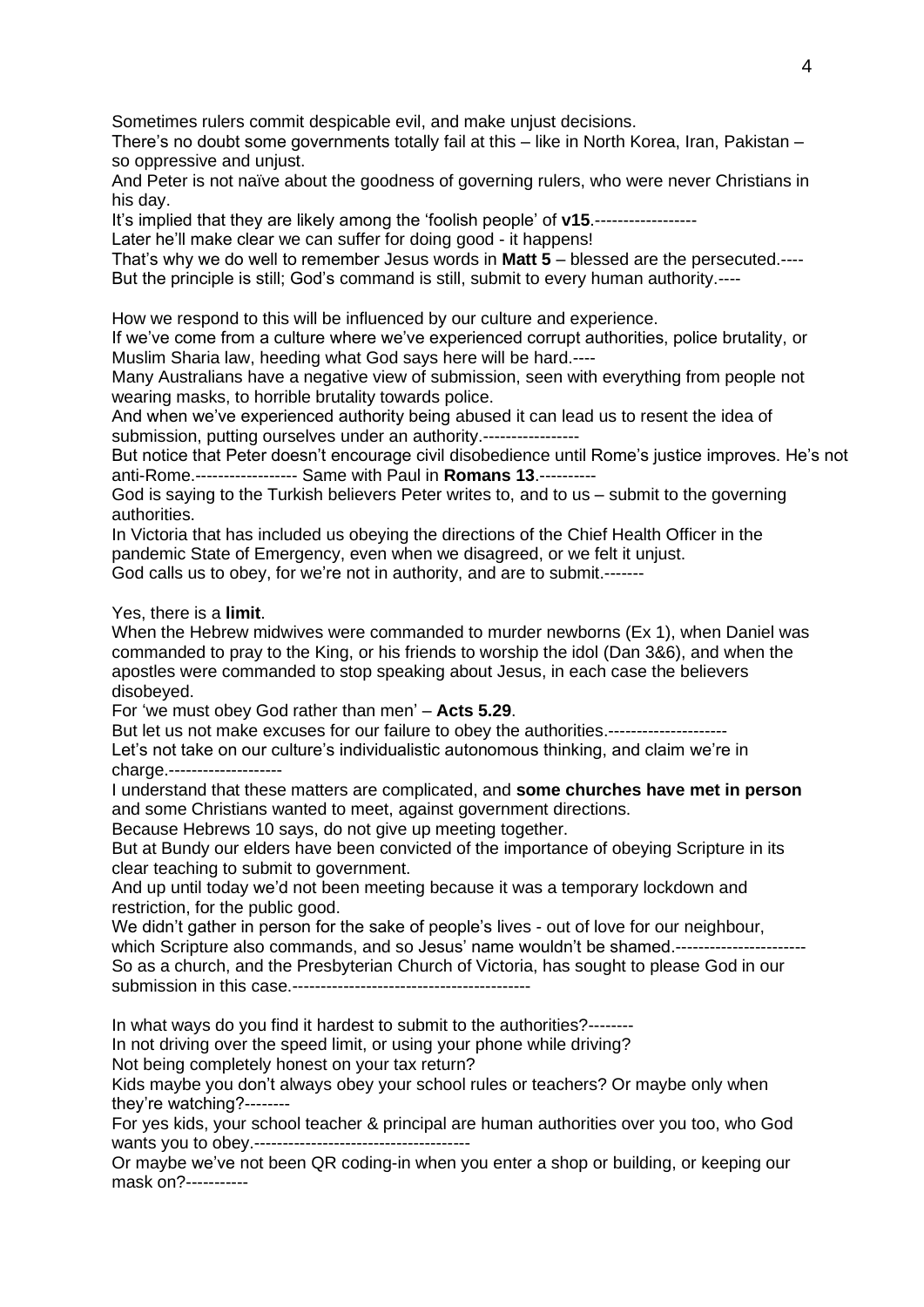Sometimes rulers commit despicable evil, and make unjust decisions.
There's no doubt some governments totally fail at this – like in North Korea, Iran, Pakistan – so oppressive and unjust.
And Peter is not naïve about the goodness of governing rulers, who were never Christians in his day.
It's implied that they are likely among the 'foolish people' of **v15**.------------------
Later he'll make clear we can suffer for doing good - it happens!
That's why we do well to remember Jesus words in **Matt 5** – blessed are the persecuted.----
But the principle is still; God's command is still, submit to every human authority.----

How we respond to this will be influenced by our culture and experience.
If we've come from a culture where we've experienced corrupt authorities, police brutality, or Muslim Sharia law, heeding what God says here will be hard.----
Many Australians have a negative view of submission, seen with everything from people not wearing masks, to horrible brutality towards police.
And when we've experienced authority being abused it can lead us to resent the idea of submission, putting ourselves under an authority.-----------------
But notice that Peter doesn't encourage civil disobedience until Rome's justice improves. He's not anti-Rome.------------------ Same with Paul in **Romans 13**.----------
God is saying to the Turkish believers Peter writes to, and to us – submit to the governing authorities.
In Victoria that has included us obeying the directions of the Chief Health Officer in the pandemic State of Emergency, even when we disagreed, or we felt it unjust.
God calls us to obey, for we're not in authority, and are to submit.-------

Yes, there is a **limit**.
When the Hebrew midwives were commanded to murder newborns (Ex 1), when Daniel was commanded to pray to the King, or his friends to worship the idol (Dan 3&6), and when the apostles were commanded to stop speaking about Jesus, in each case the believers disobeyed.
For 'we must obey God rather than men' – **Acts 5.29**.
But let us not make excuses for our failure to obey the authorities.---------------------
Let's not take on our culture's individualistic autonomous thinking, and claim we're in charge.--------------------
I understand that these matters are complicated, and **some churches have met in person** and some Christians wanted to meet, against government directions.
Because Hebrews 10 says, do not give up meeting together.
But at Bundy our elders have been convicted of the importance of obeying Scripture in its clear teaching to submit to government.
And up until today we'd not been meeting because it was a temporary lockdown and restriction, for the public good.
We didn't gather in person for the sake of people's lives - out of love for our neighbour, which Scripture also commands, and so Jesus' name wouldn't be shamed.-----------------------
So as a church, and the Presbyterian Church of Victoria, has sought to please God in our submission in this case.------------------------------------------

In what ways do you find it hardest to submit to the authorities?--------
In not driving over the speed limit, or using your phone while driving?
Not being completely honest on your tax return?
Kids maybe you don't always obey your school rules or teachers? Or maybe only when they're watching?--------
For yes kids, your school teacher & principal are human authorities over you too, who God wants you to obey.--------------------------------------
Or maybe we've not been QR coding-in when you enter a shop or building, or keeping our mask on?-----------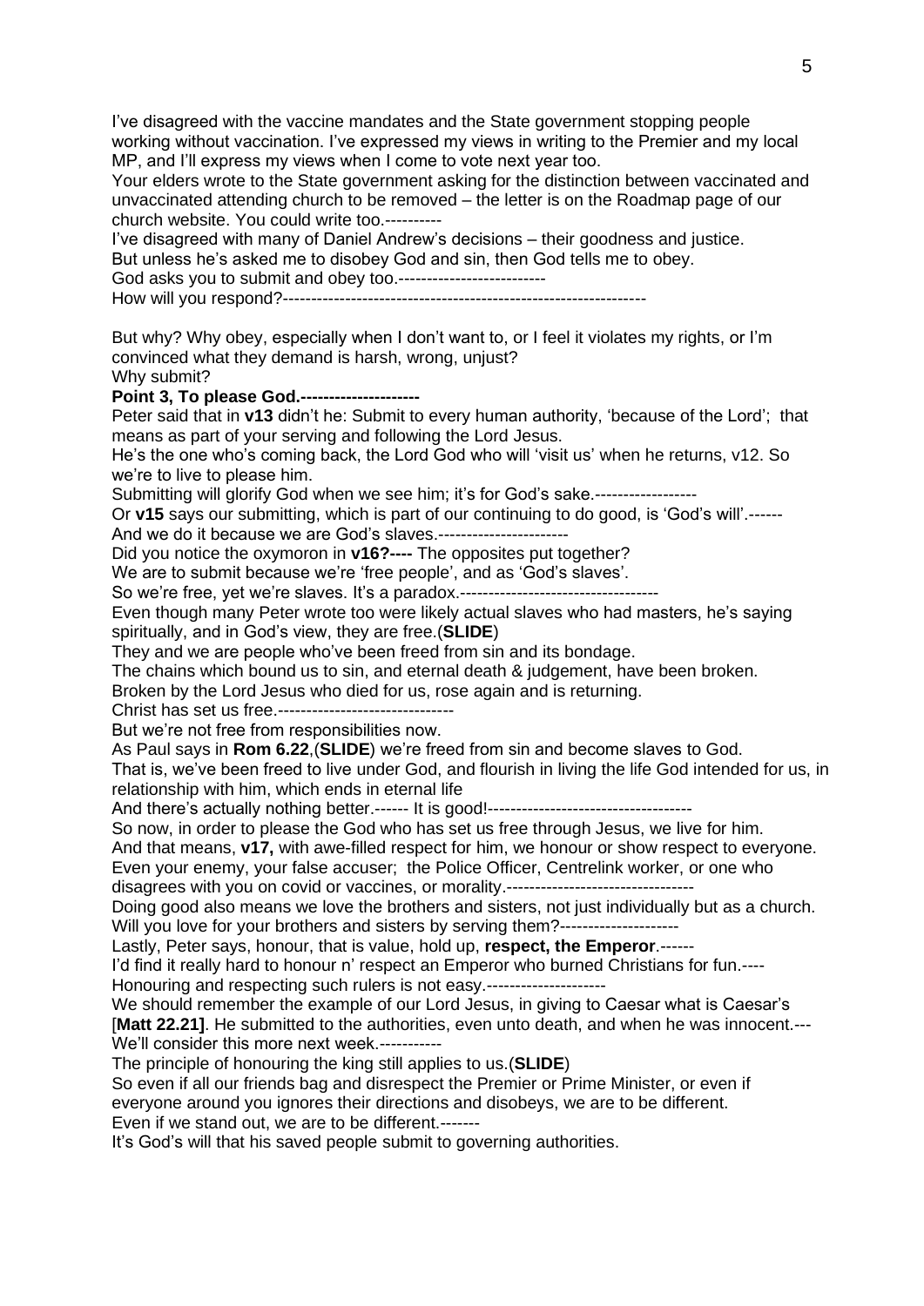I've disagreed with the vaccine mandates and the State government stopping people working without vaccination. I've expressed my views in writing to the Premier and my local MP, and I'll express my views when I come to vote next year too.
Your elders wrote to the State government asking for the distinction between vaccinated and unvaccinated attending church to be removed – the letter is on the Roadmap page of our church website. You could write too.----------
I've disagreed with many of Daniel Andrew's decisions – their goodness and justice.
But unless he's asked me to disobey God and sin, then God tells me to obey.
God asks you to submit and obey too.--------------------------
How will you respond?---------------------------------------------------------------

But why? Why obey, especially when I don't want to, or I feel it violates my rights, or I'm convinced what they demand is harsh, wrong, unjust?
Why submit?
**Point 3, To please God.---------------------**
Peter said that in **v13** didn't he: Submit to every human authority, 'because of the Lord'; that means as part of your serving and following the Lord Jesus.
He's the one who's coming back, the Lord God who will 'visit us' when he returns, v12. So we're to live to please him.
Submitting will glorify God when we see him; it's for God's sake.------------------
Or **v15** says our submitting, which is part of our continuing to do good, is 'God's will'.------
And we do it because we are God's slaves.-----------------------
Did you notice the oxymoron in **v16?----** The opposites put together?
We are to submit because we're 'free people', and as 'God's slaves'.
So we're free, yet we're slaves. It's a paradox.-----------------------------------
Even though many Peter wrote too were likely actual slaves who had masters, he's saying spiritually, and in God's view, they are free.(**SLIDE**)
They and we are people who've been freed from sin and its bondage.
The chains which bound us to sin, and eternal death & judgement, have been broken.
Broken by the Lord Jesus who died for us, rose again and is returning.
Christ has set us free.-------------------------------
But we're not free from responsibilities now.
As Paul says in **Rom 6.22**,(**SLIDE**) we're freed from sin and become slaves to God.
That is, we've been freed to live under God, and flourish in living the life God intended for us, in relationship with him, which ends in eternal life
And there's actually nothing better.------ It is good!------------------------------------
So now, in order to please the God who has set us free through Jesus, we live for him.
And that means, **v17,** with awe-filled respect for him, we honour or show respect to everyone.
Even your enemy, your false accuser; the Police Officer, Centrelink worker, or one who disagrees with you on covid or vaccines, or morality.---------------------------------
Doing good also means we love the brothers and sisters, not just individually but as a church.
Will you love for your brothers and sisters by serving them?---------------------
Lastly, Peter says, honour, that is value, hold up, **respect, the Emperor**.------
I'd find it really hard to honour n' respect an Emperor who burned Christians for fun.----
Honouring and respecting such rulers is not easy.---------------------
We should remember the example of our Lord Jesus, in giving to Caesar what is Caesar's [**Matt 22.21**]. He submitted to the authorities, even unto death, and when he was innocent.---
We'll consider this more next week.-----------
The principle of honouring the king still applies to us.(**SLIDE**)
So even if all our friends bag and disrespect the Premier or Prime Minister, or even if everyone around you ignores their directions and disobeys, we are to be different.
Even if we stand out, we are to be different.-------
It's God's will that his saved people submit to governing authorities.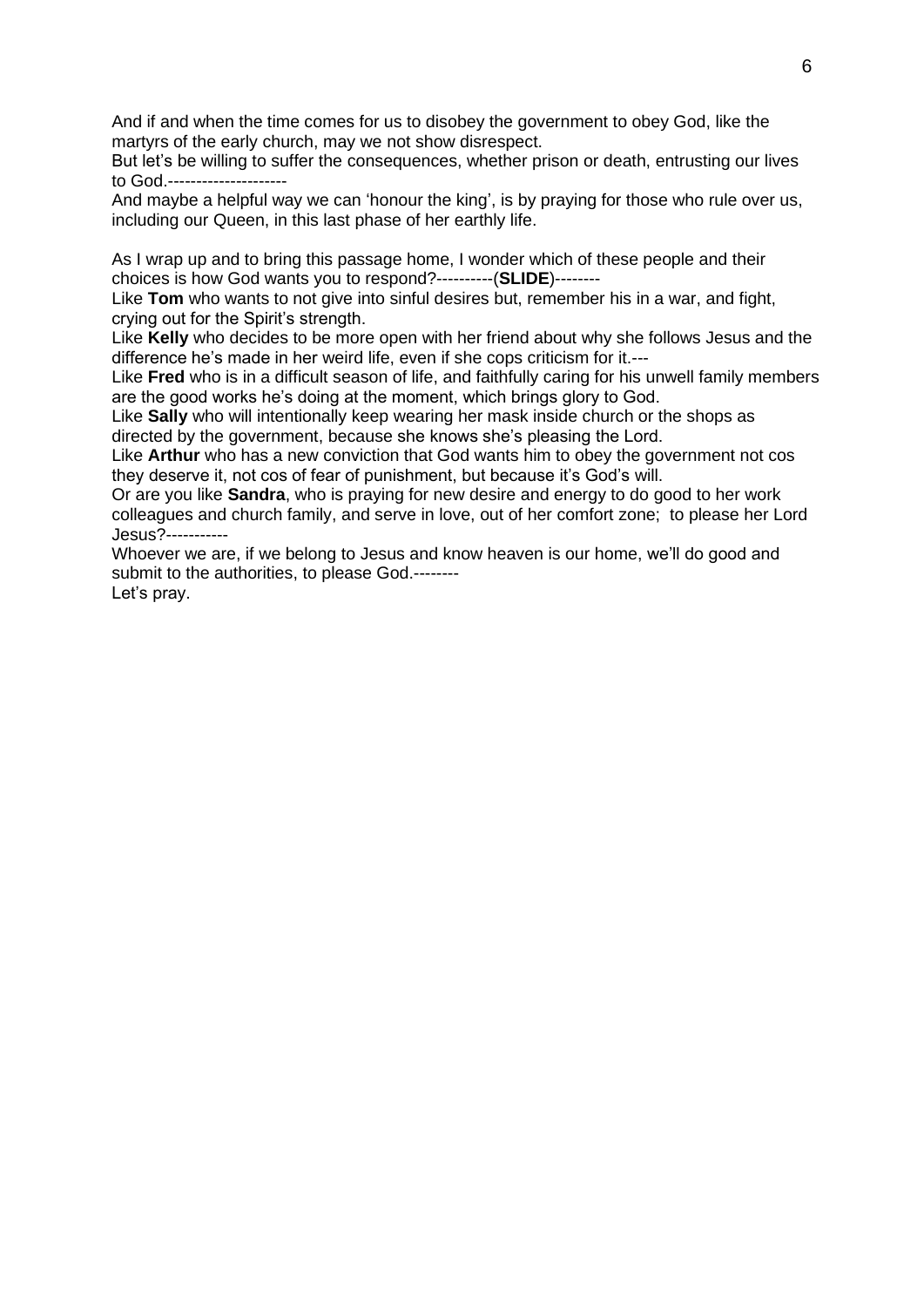And if and when the time comes for us to disobey the government to obey God, like the martyrs of the early church, may we not show disrespect.
But let's be willing to suffer the consequences, whether prison or death, entrusting our lives to God.---------------------
And maybe a helpful way we can 'honour the king', is by praying for those who rule over us, including our Queen, in this last phase of her earthly life.

As I wrap up and to bring this passage home, I wonder which of these people and their choices is how God wants you to respond?----------(**SLIDE**)--------
Like **Tom** who wants to not give into sinful desires but, remember his in a war, and fight, crying out for the Spirit's strength.
Like **Kelly** who decides to be more open with her friend about why she follows Jesus and the difference he's made in her weird life, even if she cops criticism for it.---
Like **Fred** who is in a difficult season of life, and faithfully caring for his unwell family members are the good works he's doing at the moment, which brings glory to God.
Like **Sally** who will intentionally keep wearing her mask inside church or the shops as directed by the government, because she knows she's pleasing the Lord.
Like **Arthur** who has a new conviction that God wants him to obey the government not cos they deserve it, not cos of fear of punishment, but because it's God's will.
Or are you like **Sandra**, who is praying for new desire and energy to do good to her work colleagues and church family, and serve in love, out of her comfort zone; to please her Lord Jesus?-----------
Whoever we are, if we belong to Jesus and know heaven is our home, we'll do good and submit to the authorities, to please God.--------
Let's pray.